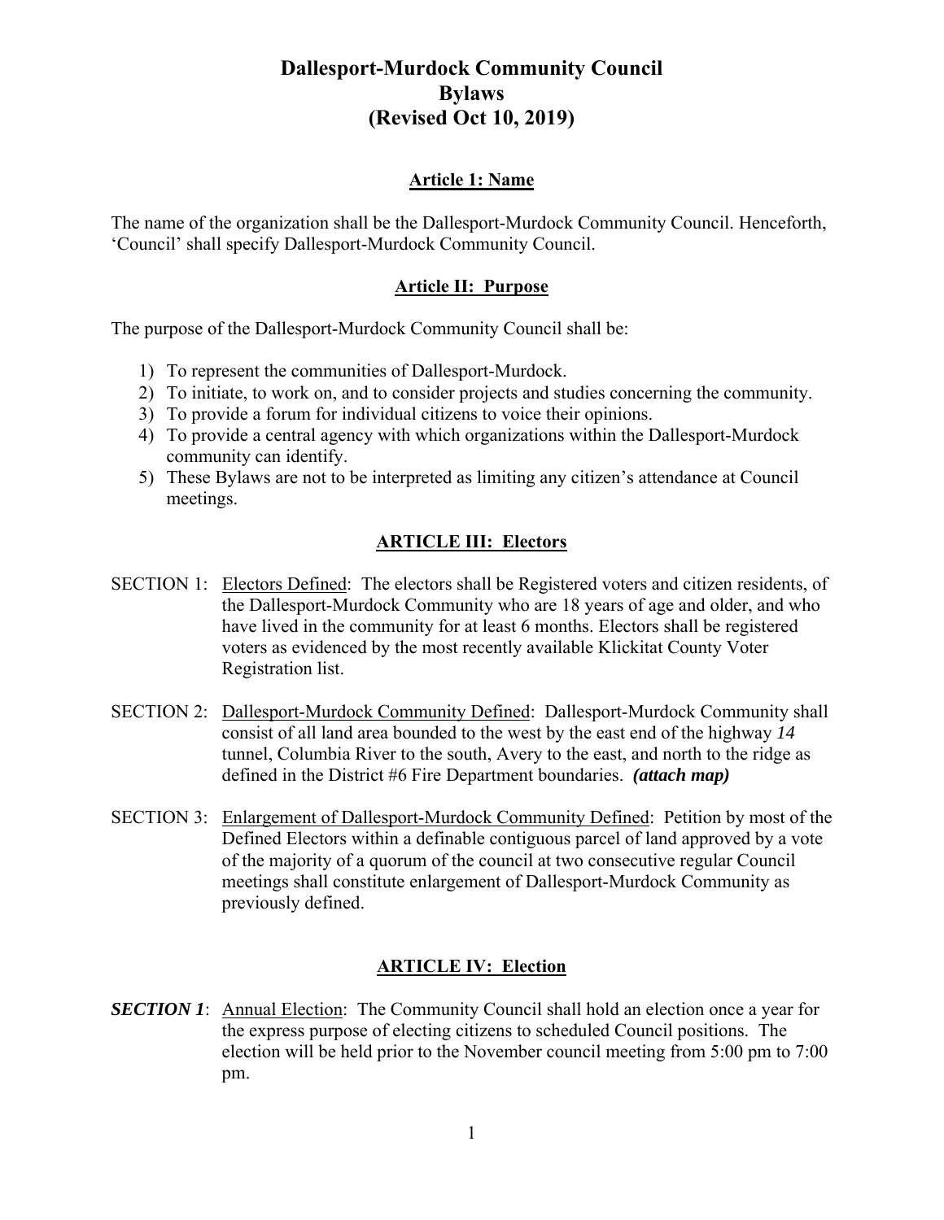# Dallesport-Murdock Community Council
# Bylaws
# (Revised Oct 10, 2019)

## Article 1: Name

The name of the organization shall be the Dallesport-Murdock Community Council. Henceforth, 'Council' shall specify Dallesport-Murdock Community Council.

## Article II: Purpose

The purpose of the Dallesport-Murdock Community Council shall be:

1) To represent the communities of Dallesport-Murdock.
2) To initiate, to work on, and to consider projects and studies concerning the community.
3) To provide a forum for individual citizens to voice their opinions.
4) To provide a central agency with which organizations within the Dallesport-Murdock community can identify.
5) These Bylaws are not to be interpreted as limiting any citizen's attendance at Council meetings.

## ARTICLE III: Electors

SECTION 1: Electors Defined: The electors shall be Registered voters and citizen residents, of the Dallesport-Murdock Community who are 18 years of age and older, and who have lived in the community for at least 6 months. Electors shall be registered voters as evidenced by the most recently available Klickitat County Voter Registration list.

SECTION 2: Dallesport-Murdock Community Defined: Dallesport-Murdock Community shall consist of all land area bounded to the west by the east end of the highway *14* tunnel, Columbia River to the south, Avery to the east, and north to the ridge as defined in the District #6 Fire Department boundaries. ***(attach map)***

SECTION 3: Enlargement of Dallesport-Murdock Community Defined: Petition by most of the Defined Electors within a definable contiguous parcel of land approved by a vote of the majority of a quorum of the council at two consecutive regular Council meetings shall constitute enlargement of Dallesport-Murdock Community as previously defined.

## ARTICLE IV: Election

***SECTION 1***: Annual Election: The Community Council shall hold an election once a year for the express purpose of electing citizens to scheduled Council positions. The election will be held prior to the November council meeting from 5:00 pm to 7:00 pm.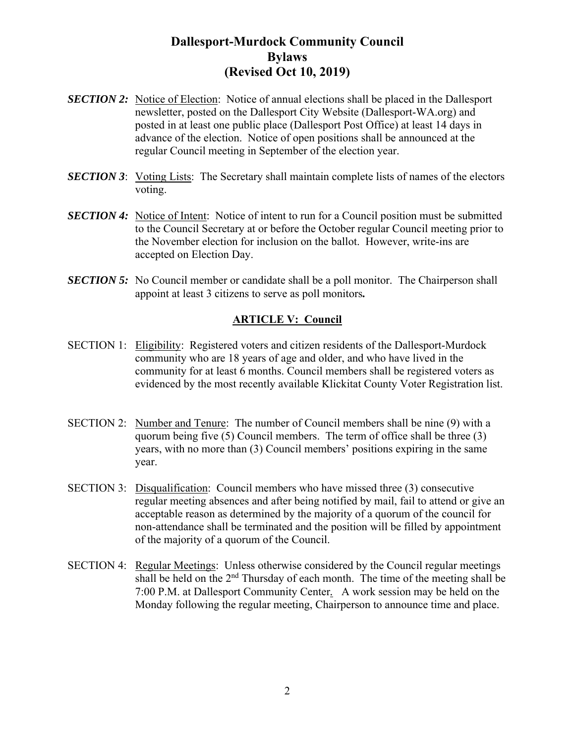# Dallesport-Murdock Community Council
# Bylaws
# (Revised Oct 10, 2019)

***SECTION 2:*** Notice of Election: Notice of annual elections shall be placed in the Dallesport newsletter, posted on the Dallesport City Website (Dallesport-WA.org) and posted in at least one public place (Dallesport Post Office) at least 14 days in advance of the election. Notice of open positions shall be announced at the regular Council meeting in September of the election year.

***SECTION 3***: Voting Lists: The Secretary shall maintain complete lists of names of the electors voting.

***SECTION 4:*** Notice of Intent: Notice of intent to run for a Council position must be submitted to the Council Secretary at or before the October regular Council meeting prior to the November election for inclusion on the ballot. However, write-ins are accepted on Election Day.

***SECTION 5:*** No Council member or candidate shall be a poll monitor. The Chairperson shall appoint at least 3 citizens to serve as poll monitors**.**

## ARTICLE V: Council

SECTION 1: Eligibility: Registered voters and citizen residents of the Dallesport-Murdock community who are 18 years of age and older, and who have lived in the community for at least 6 months. Council members shall be registered voters as evidenced by the most recently available Klickitat County Voter Registration list.

SECTION 2: Number and Tenure: The number of Council members shall be nine (9) with a quorum being five (5) Council members. The term of office shall be three (3) years, with no more than (3) Council members' positions expiring in the same year.

SECTION 3: Disqualification: Council members who have missed three (3) consecutive regular meeting absences and after being notified by mail, fail to attend or give an acceptable reason as determined by the majority of a quorum of the council for non-attendance shall be terminated and the position will be filled by appointment of the majority of a quorum of the Council.

SECTION 4: Regular Meetings: Unless otherwise considered by the Council regular meetings shall be held on the 2nd Thursday of each month. The time of the meeting shall be 7:00 P.M. at Dallesport Community Center. A work session may be held on the Monday following the regular meeting, Chairperson to announce time and place.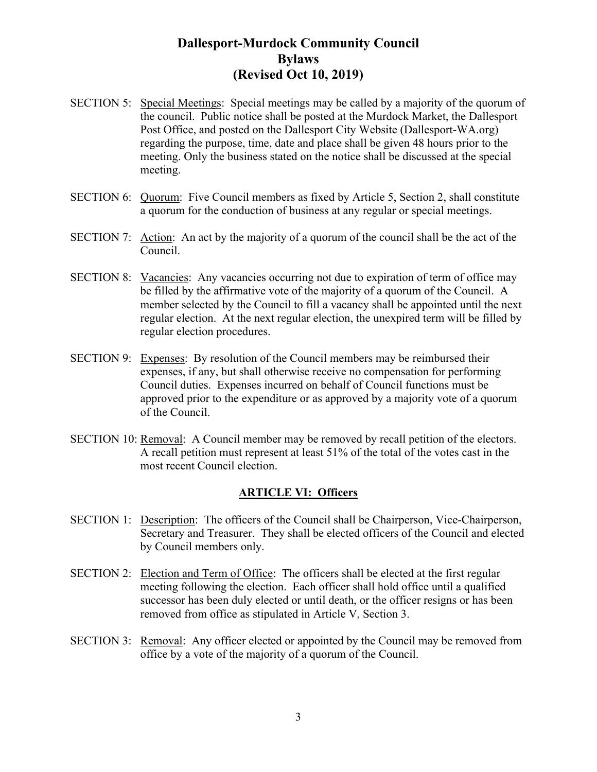SECTION 5: Special Meetings: Special meetings may be called by a majority of the quorum of the council. Public notice shall be posted at the Murdock Market, the Dallesport Post Office, and posted on the Dallesport City Website (Dallesport-WA.org) regarding the purpose, time, date and place shall be given 48 hours prior to the meeting. Only the business stated on the notice shall be discussed at the special meeting.

SECTION 6: Quorum: Five Council members as fixed by Article 5, Section 2, shall constitute a quorum for the conduction of business at any regular or special meetings.

SECTION 7: Action: An act by the majority of a quorum of the council shall be the act of the Council.

SECTION 8: Vacancies: Any vacancies occurring not due to expiration of term of office may be filled by the affirmative vote of the majority of a quorum of the Council. A member selected by the Council to fill a vacancy shall be appointed until the next regular election. At the next regular election, the unexpired term will be filled by regular election procedures.

SECTION 9: Expenses: By resolution of the Council members may be reimbursed their expenses, if any, but shall otherwise receive no compensation for performing Council duties. Expenses incurred on behalf of Council functions must be approved prior to the expenditure or as approved by a majority vote of a quorum of the Council.

SECTION 10: Removal: A Council member may be removed by recall petition of the electors. A recall petition must represent at least 51% of the total of the votes cast in the most recent Council election.

## ARTICLE VI: Officers

SECTION 1: Description: The officers of the Council shall be Chairperson, Vice-Chairperson, Secretary and Treasurer. They shall be elected officers of the Council and elected by Council members only.

SECTION 2: Election and Term of Office: The officers shall be elected at the first regular meeting following the election. Each officer shall hold office until a qualified successor has been duly elected or until death, or the officer resigns or has been removed from office as stipulated in Article V, Section 3.

SECTION 3: Removal: Any officer elected or appointed by the Council may be removed from office by a vote of the majority of a quorum of the Council.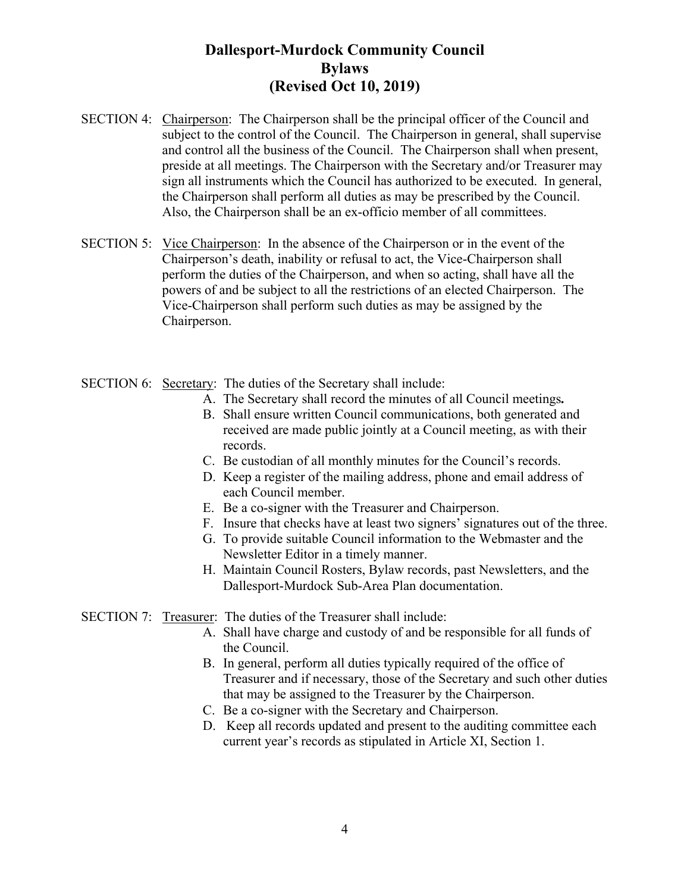# Dallesport-Murdock Community Council
# Bylaws
# (Revised Oct 10, 2019)

SECTION 4: Chairperson: The Chairperson shall be the principal officer of the Council and subject to the control of the Council. The Chairperson in general, shall supervise and control all the business of the Council. The Chairperson shall when present, preside at all meetings. The Chairperson with the Secretary and/or Treasurer may sign all instruments which the Council has authorized to be executed. In general, the Chairperson shall perform all duties as may be prescribed by the Council. Also, the Chairperson shall be an ex-officio member of all committees.

SECTION 5: Vice Chairperson: In the absence of the Chairperson or in the event of the Chairperson's death, inability or refusal to act, the Vice-Chairperson shall perform the duties of the Chairperson, and when so acting, shall have all the powers of and be subject to all the restrictions of an elected Chairperson. The Vice-Chairperson shall perform such duties as may be assigned by the Chairperson.

SECTION 6: Secretary: The duties of the Secretary shall include:

A. The Secretary shall record the minutes of all Council meetings**.**
B. Shall ensure written Council communications, both generated and received are made public jointly at a Council meeting, as with their records.
C. Be custodian of all monthly minutes for the Council's records.
D. Keep a register of the mailing address, phone and email address of each Council member.
E. Be a co-signer with the Treasurer and Chairperson.
F. Insure that checks have at least two signers' signatures out of the three.
G. To provide suitable Council information to the Webmaster and the Newsletter Editor in a timely manner.
H. Maintain Council Rosters, Bylaw records, past Newsletters, and the Dallesport-Murdock Sub-Area Plan documentation.

SECTION 7: Treasurer: The duties of the Treasurer shall include:

A. Shall have charge and custody of and be responsible for all funds of the Council.
B. In general, perform all duties typically required of the office of Treasurer and if necessary, those of the Secretary and such other duties that may be assigned to the Treasurer by the Chairperson.
C. Be a co-signer with the Secretary and Chairperson.
D. Keep all records updated and present to the auditing committee each current year's records as stipulated in Article XI, Section 1.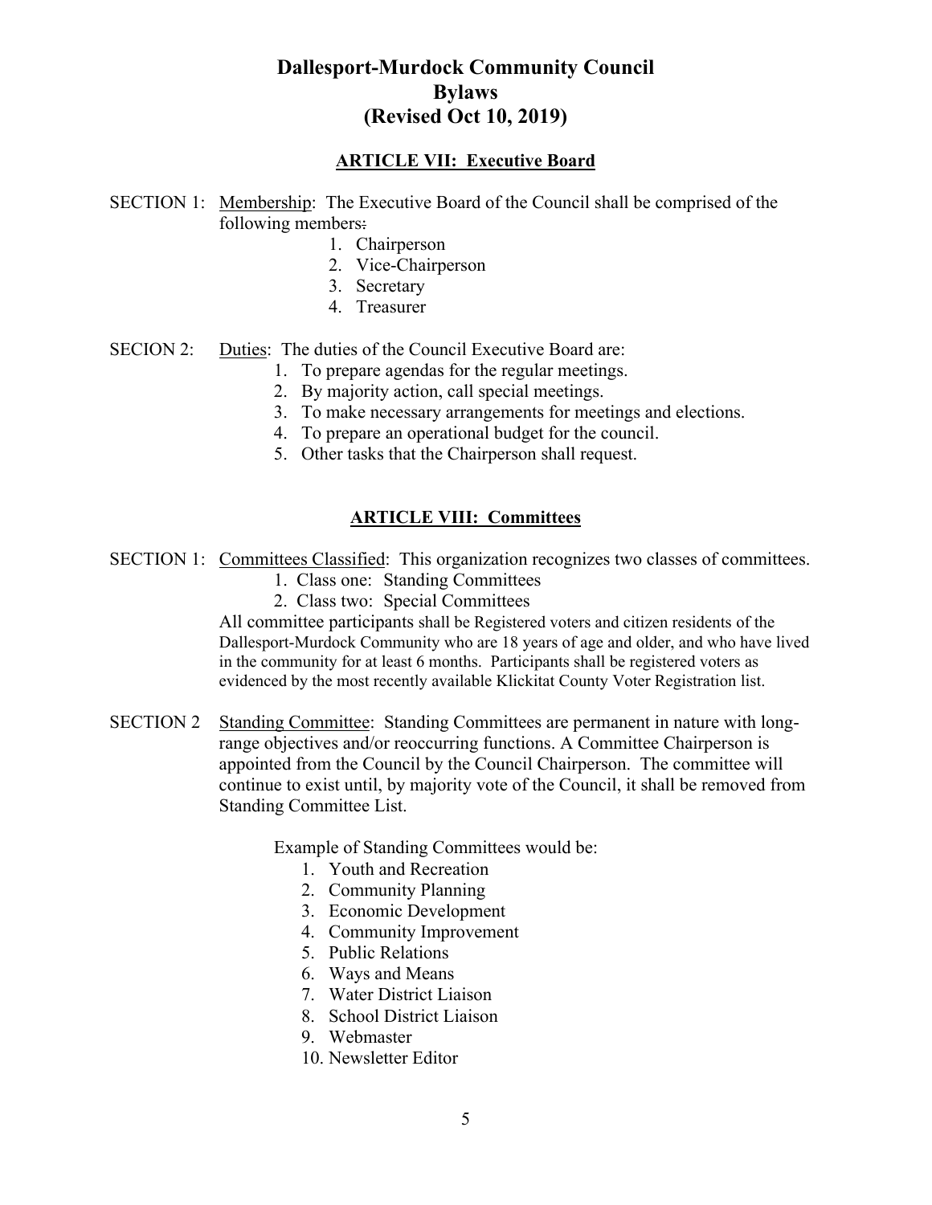# Dallesport-Murdock Community Council
# Bylaws
# (Revised Oct 10, 2019)

## ARTICLE VII: Executive Board

SECTION 1: Membership: The Executive Board of the Council shall be comprised of the following members:

1. Chairperson
2. Vice-Chairperson
3. Secretary
4. Treasurer

SECION 2: Duties: The duties of the Council Executive Board are:

1. To prepare agendas for the regular meetings.
2. By majority action, call special meetings.
3. To make necessary arrangements for meetings and elections.
4. To prepare an operational budget for the council.
5. Other tasks that the Chairperson shall request.

## ARTICLE VIII: Committees

SECTION 1: Committees Classified: This organization recognizes two classes of committees.

1. Class one: Standing Committees
2. Class two: Special Committees

All committee participants shall be Registered voters and citizen residents of the Dallesport-Murdock Community who are 18 years of age and older, and who have lived in the community for at least 6 months. Participants shall be registered voters as evidenced by the most recently available Klickitat County Voter Registration list.

SECTION 2 Standing Committee: Standing Committees are permanent in nature with long-range objectives and/or reoccurring functions. A Committee Chairperson is appointed from the Council by the Council Chairperson. The committee will continue to exist until, by majority vote of the Council, it shall be removed from Standing Committee List.

Example of Standing Committees would be:

1. Youth and Recreation
2. Community Planning
3. Economic Development
4. Community Improvement
5. Public Relations
6. Ways and Means
7. Water District Liaison
8. School District Liaison
9. Webmaster
10. Newsletter Editor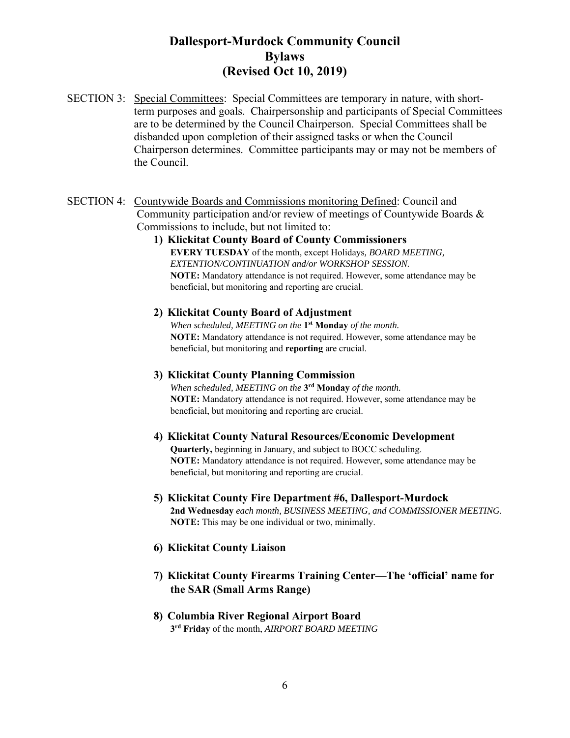# Dallesport-Murdock Community Council
# Bylaws
# (Revised Oct 10, 2019)

SECTION 3: Special Committees: Special Committees are temporary in nature, with short-term purposes and goals. Chairpersonship and participants of Special Committees are to be determined by the Council Chairperson. Special Committees shall be disbanded upon completion of their assigned tasks or when the Council Chairperson determines. Committee participants may or may not be members of the Council.

SECTION 4: Countywide Boards and Commissions monitoring Defined: Council and Community participation and/or review of meetings of Countywide Boards & Commissions to include, but not limited to:

1) **Klickitat County Board of County Commissioners**
   **EVERY TUESDAY** of the month, except Holidays, *BOARD MEETING, EXTENTION/CONTINUATION and/or WORKSHOP SESSION.*
   **NOTE:** Mandatory attendance is not required. However, some attendance may be beneficial, but monitoring and reporting are crucial.

2) **Klickitat County Board of Adjustment**
   *When scheduled, MEETING on the* **1st Monday** *of the month.*
   **NOTE:** Mandatory attendance is not required. However, some attendance may be beneficial, but monitoring and **reporting** are crucial.

3) **Klickitat County Planning Commission**
   *When scheduled, MEETING on the* **3rd Monday** *of the month.*
   **NOTE:** Mandatory attendance is not required. However, some attendance may be beneficial, but monitoring and reporting are crucial.

4) **Klickitat County Natural Resources/Economic Development**
   **Quarterly,** beginning in January, and subject to BOCC scheduling.
   **NOTE:** Mandatory attendance is not required. However, some attendance may be beneficial, but monitoring and reporting are crucial.

5) **Klickitat County Fire Department #6, Dallesport-Murdock**
   **2nd Wednesday** *each month, BUSINESS MEETING, and COMMISSIONER MEETING.*
   **NOTE:** This may be one individual or two, minimally.

6) **Klickitat County Liaison**

7) **Klickitat County Firearms Training Center—The 'official' name for the SAR (Small Arms Range)**

8) **Columbia River Regional Airport Board**
   **3rd Friday** of the month, *AIRPORT BOARD MEETING*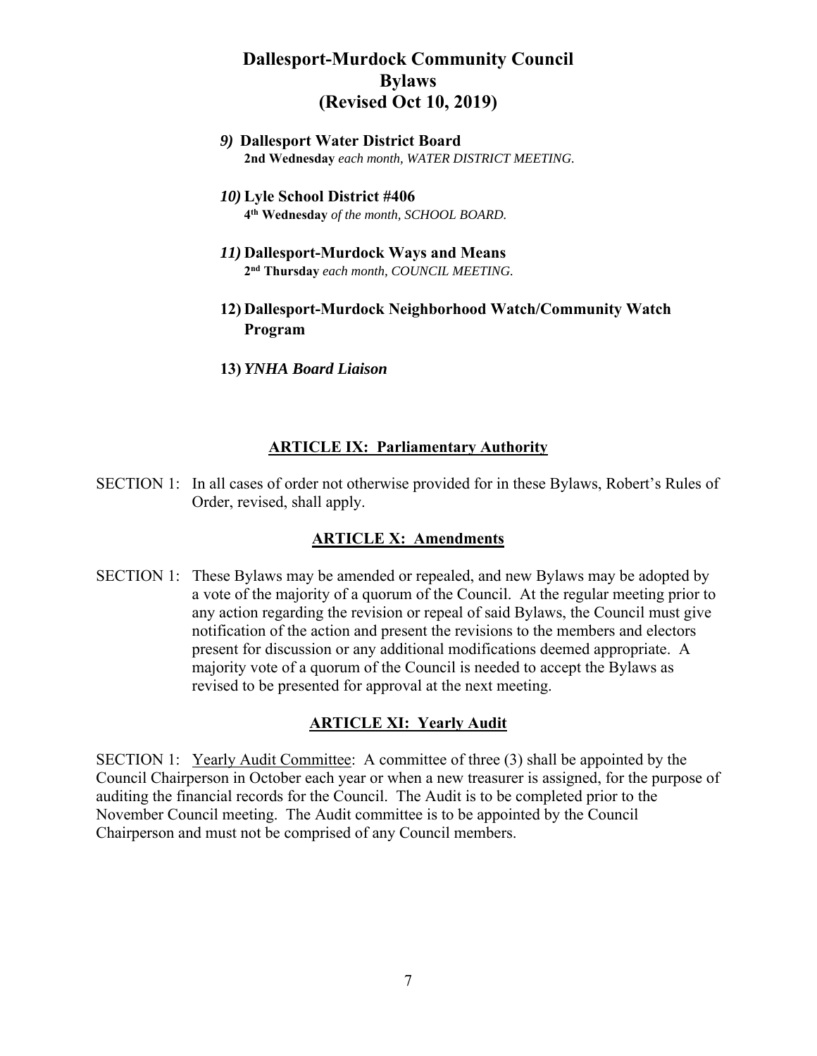# Dallesport-Murdock Community Council
# Bylaws
# (Revised Oct 10, 2019)

*9)* **Dallesport Water District Board**
**2nd Wednesday** *each month, WATER DISTRICT MEETING.*

*10)* **Lyle School District #406**
**4th Wednesday** *of the month, SCHOOL BOARD.*

*11)* **Dallesport-Murdock Ways and Means**
**2nd Thursday** *each month, COUNCIL MEETING.*

**12) Dallesport-Murdock Neighborhood Watch/Community Watch Program**

**13)** ***YNHA Board Liaison***

## ARTICLE IX: Parliamentary Authority

SECTION 1: In all cases of order not otherwise provided for in these Bylaws, Robert's Rules of Order, revised, shall apply.

## ARTICLE X: Amendments

SECTION 1: These Bylaws may be amended or repealed, and new Bylaws may be adopted by a vote of the majority of a quorum of the Council. At the regular meeting prior to any action regarding the revision or repeal of said Bylaws, the Council must give notification of the action and present the revisions to the members and electors present for discussion or any additional modifications deemed appropriate. A majority vote of a quorum of the Council is needed to accept the Bylaws as revised to be presented for approval at the next meeting.

## ARTICLE XI: Yearly Audit

SECTION 1: Yearly Audit Committee: A committee of three (3) shall be appointed by the Council Chairperson in October each year or when a new treasurer is assigned, for the purpose of auditing the financial records for the Council. The Audit is to be completed prior to the November Council meeting. The Audit committee is to be appointed by the Council Chairperson and must not be comprised of any Council members.